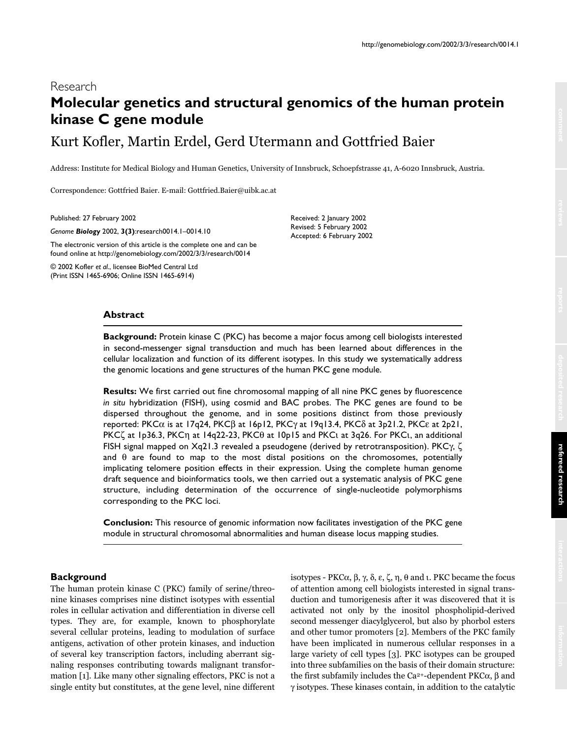Research

# Molecular genetics and structural genomics of the human protein kinase C gene module

Kurt Kofler, Martin Erdel, Gerd Utermann and Gottfried Baier

Address: Institute for Medical Biology and Human Genetics, University of Innsbruck, Schoepfstrasse 41, A-6020 Innsbruck, Austria.

Correspondence: Gottfried Baier. E-mail: Gottfried.Baier@uibk.ac.at

Published: 27 February 2002

*Genome **Biology*** 2002, **3(3)**:research0014.1–0014.10

The electronic version of this article is the complete one and can be found online at http://genomebiology.com/2002/3/3/research/0014

© 2002 Kofler *et al*., licensee BioMed Central Ltd
(Print ISSN 1465-6906; Online ISSN 1465-6914)

Received: 2 January 2002
Revised: 5 February 2002
Accepted: 6 February 2002

## Abstract

**Background:** Protein kinase C (PKC) has become a major focus among cell biologists interested in second-messenger signal transduction and much has been learned about differences in the cellular localization and function of its different isotypes. In this study we systematically address the genomic locations and gene structures of the human PKC gene module.

**Results:** We first carried out fine chromosomal mapping of all nine PKC genes by fluorescence *in situ* hybridization (FISH), using cosmid and BAC probes. The PKC genes are found to be dispersed throughout the genome, and in some positions distinct from those previously reported: PKCα is at 17q24, PKCβ at 16p12, PKCγ at 19q13.4, PKCδ at 3p21.2, PKCε at 2p21, PKCζ at 1p36.3, PKCη at 14q22-23, PKCθ at 10p15 and PKCι at 3q26. For PKCι, an additional FISH signal mapped on Xq21.3 revealed a pseudogene (derived by retrotransposition). PKCγ, ζ and θ are found to map to the most distal positions on the chromosomes, potentially implicating telomere position effects in their expression. Using the complete human genome draft sequence and bioinformatics tools, we then carried out a systematic analysis of PKC gene structure, including determination of the occurrence of single-nucleotide polymorphisms corresponding to the PKC loci.

**Conclusion:** This resource of genomic information now facilitates investigation of the PKC gene module in structural chromosomal abnormalities and human disease locus mapping studies.

## Background

The human protein kinase C (PKC) family of serine/threonine kinases comprises nine distinct isotypes with essential roles in cellular activation and differentiation in diverse cell types. They are, for example, known to phosphorylate several cellular proteins, leading to modulation of surface antigens, activation of other protein kinases, and induction of several key transcription factors, including aberrant signaling responses contributing towards malignant transformation [1]. Like many other signaling effectors, PKC is not a single entity but constitutes, at the gene level, nine different isotypes - PKCα, β, γ, δ, ε, ζ, η, θ and ι. PKC became the focus of attention among cell biologists interested in signal transduction and tumorigenesis after it was discovered that it is activated not only by the inositol phospholipid-derived second messenger diacylglycerol, but also by phorbol esters and other tumor promoters [2]. Members of the PKC family have been implicated in numerous cellular responses in a large variety of cell types [3]. PKC isotypes can be grouped into three subfamilies on the basis of their domain structure: the first subfamily includes the $Ca^{2+}$-dependent PKCα, β and γ isotypes. These kinases contain, in addition to the catalytic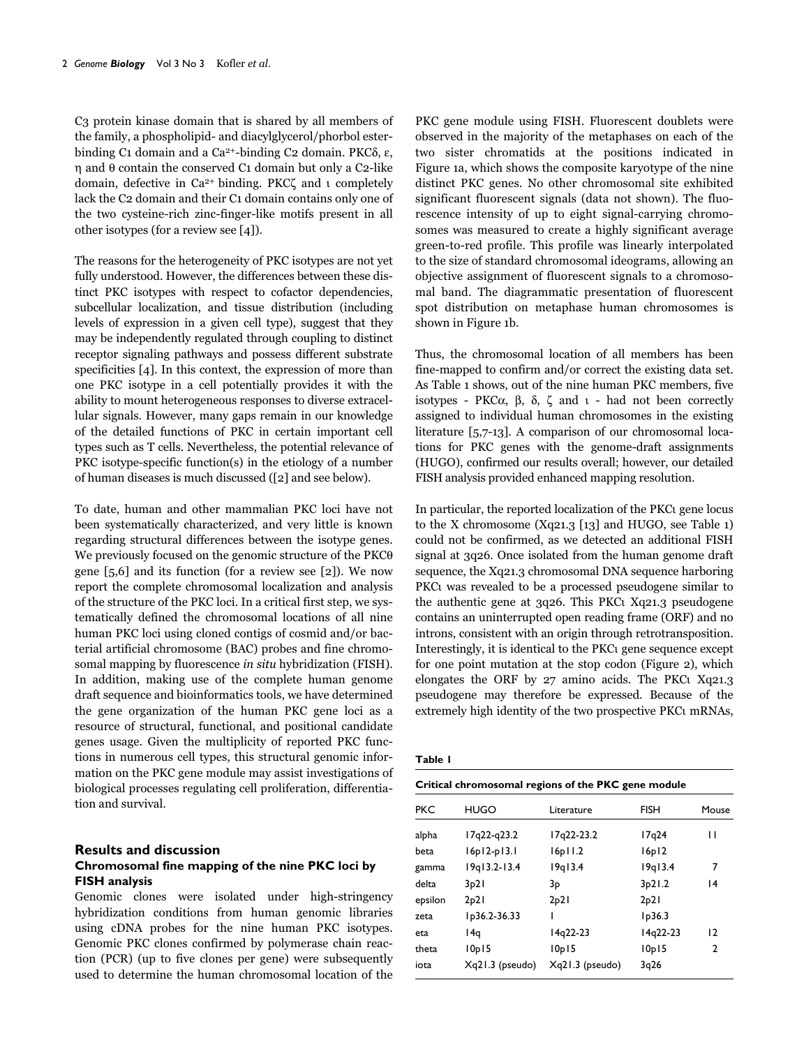C3 protein kinase domain that is shared by all members of the family, a phospholipid- and diacylglycerol/phorbol ester-binding C1 domain and a $Ca^{2+}$-binding C2 domain. PKCδ, ε, η and θ contain the conserved C1 domain but only a C2-like domain, defective in $Ca^{2+}$ binding. PKCζ and ι completely lack the C2 domain and their C1 domain contains only one of the two cysteine-rich zinc-finger-like motifs present in all other isotypes (for a review see [4]).

The reasons for the heterogeneity of PKC isotypes are not yet fully understood. However, the differences between these distinct PKC isotypes with respect to cofactor dependencies, subcellular localization, and tissue distribution (including levels of expression in a given cell type), suggest that they may be independently regulated through coupling to distinct receptor signaling pathways and possess different substrate specificities [4]. In this context, the expression of more than one PKC isotype in a cell potentially provides it with the ability to mount heterogeneous responses to diverse extracellular signals. However, many gaps remain in our knowledge of the detailed functions of PKC in certain important cell types such as T cells. Nevertheless, the potential relevance of PKC isotype-specific function(s) in the etiology of a number of human diseases is much discussed ([2] and see below).

To date, human and other mammalian PKC loci have not been systematically characterized, and very little is known regarding structural differences between the isotype genes. We previously focused on the genomic structure of the PKCθ gene [5,6] and its function (for a review see [2]). We now report the complete chromosomal localization and analysis of the structure of the PKC loci. In a critical first step, we systematically defined the chromosomal locations of all nine human PKC loci using cloned contigs of cosmid and/or bacterial artificial chromosome (BAC) probes and fine chromosomal mapping by fluorescence *in situ* hybridization (FISH). In addition, making use of the complete human genome draft sequence and bioinformatics tools, we have determined the gene organization of the human PKC gene loci as a resource of structural, functional, and positional candidate genes usage. Given the multiplicity of reported PKC functions in numerous cell types, this structural genomic information on the PKC gene module may assist investigations of biological processes regulating cell proliferation, differentiation and survival.

## Results and discussion

### Chromosomal fine mapping of the nine PKC loci by FISH analysis

Genomic clones were isolated under high-stringency hybridization conditions from human genomic libraries using cDNA probes for the nine human PKC isotypes. Genomic PKC clones confirmed by polymerase chain reaction (PCR) (up to five clones per gene) were subsequently used to determine the human chromosomal location of the PKC gene module using FISH. Fluorescent doublets were observed in the majority of the metaphases on each of the two sister chromatids at the positions indicated in Figure 1a, which shows the composite karyotype of the nine distinct PKC genes. No other chromosomal site exhibited significant fluorescent signals (data not shown). The fluorescence intensity of up to eight signal-carrying chromosomes was measured to create a highly significant average green-to-red profile. This profile was linearly interpolated to the size of standard chromosomal ideograms, allowing an objective assignment of fluorescent signals to a chromosomal band. The diagrammatic presentation of fluorescent spot distribution on metaphase human chromosomes is shown in Figure 1b.

Thus, the chromosomal location of all members has been fine-mapped to confirm and/or correct the existing data set. As Table 1 shows, out of the nine human PKC members, five isotypes - PKCα, β, δ, ζ and ι - had not been correctly assigned to individual human chromosomes in the existing literature [5,7-13]. A comparison of our chromosomal locations for PKC genes with the genome-draft assignments (HUGO), confirmed our results overall; however, our detailed FISH analysis provided enhanced mapping resolution.

In particular, the reported localization of the PKCι gene locus to the X chromosome (Xq21.3 [13] and HUGO, see Table 1) could not be confirmed, as we detected an additional FISH signal at 3q26. Once isolated from the human genome draft sequence, the Xq21.3 chromosomal DNA sequence harboring PKCι was revealed to be a processed pseudogene similar to the authentic gene at 3q26. This PKCι Xq21.3 pseudogene contains an uninterrupted open reading frame (ORF) and no introns, consistent with an origin through retrotransposition. Interestingly, it is identical to the PKCι gene sequence except for one point mutation at the stop codon (Figure 2), which elongates the ORF by 27 amino acids. The PKCι Xq21.3 pseudogene may therefore be expressed. Because of the extremely high identity of the two prospective PKCι mRNAs,

**Table 1**

**Critical chromosomal regions of the PKC gene module**

| PKC | HUGO | Literature | FISH | Mouse |
|---|---|---|---|---|
| alpha | 17q22-q23.2 | 17q22-23.2 | 17q24 | 11 |
| beta | 16p12-p13.1 | 16p11.2 | 16p12 | |
| gamma | 19q13.2-13.4 | 19q13.4 | 19q13.4 | 7 |
| delta | 3p21 | 3p | 3p21.2 | 14 |
| epsilon | 2p21 | 2p21 | 2p21 | |
| zeta | 1p36.2-36.33 | 1 | 1p36.3 | |
| eta | 14q | 14q22-23 | 14q22-23 | 12 |
| theta | 10p15 | 10p15 | 10p15 | 2 |
| iota | Xq21.3 (pseudo) | Xq21.3 (pseudo) | 3q26 | |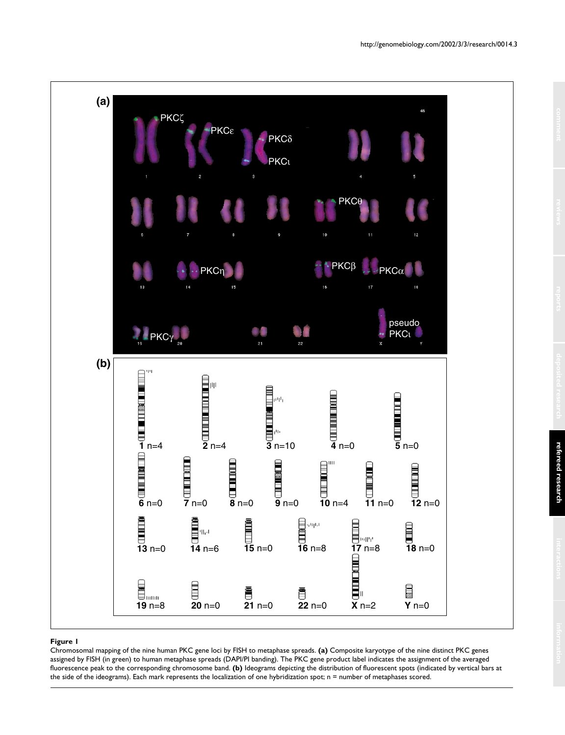**Figure 1**

Chromosomal mapping of the nine human PKC gene loci by FISH to metaphase spreads. **(a)** Composite karyotype of the nine distinct PKC genes assigned by FISH (in green) to human metaphase spreads (DAPI/PI banding). The PKC gene product label indicates the assignment of the averaged fluorescence peak to the corresponding chromosome band. **(b)** Ideograms depicting the distribution of fluorescent spots (indicated by vertical bars at the side of the ideograms). Each mark represents the localization of one hybridization spot; n = number of metaphases scored.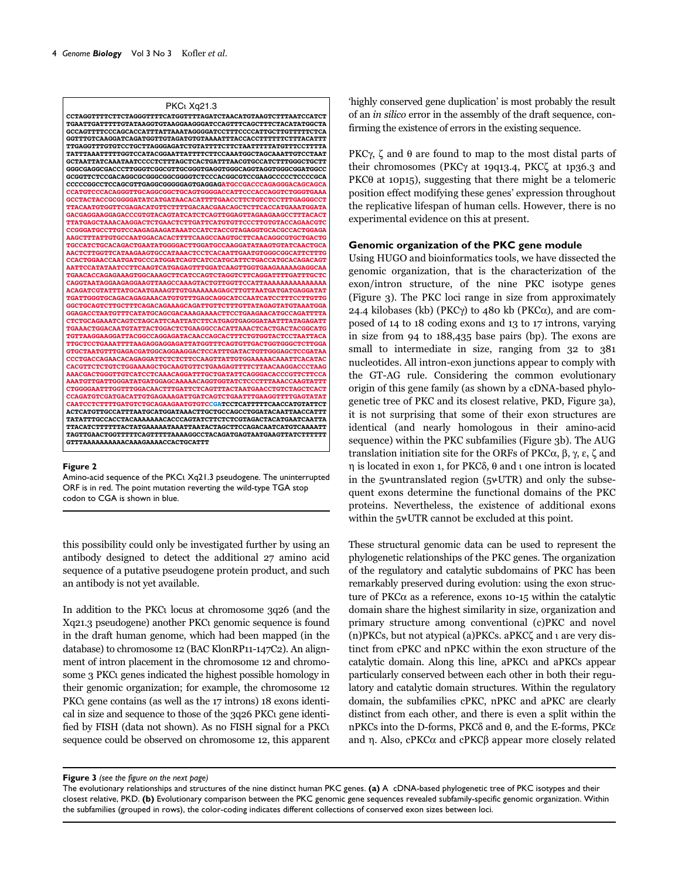PKCι Xq21.3

```
CCTAGGTTTTCTTCTAGGGTTTTCATGGTTTTAGATCTAACATGTAAGTCTTTAATCCATCT
TGAATTGATTTTTGTATAAGGTGTAAGGAAGGATCCAGTTTCAGCTTTCTACATATGGCTA
GCCAGTTTTCCCAGCACCATTTATTAAATAGGGGATCCTTTCCCCATTGCTTGTTTTTCTCA
GGTTGTCAAGGATCAGATGGTTGTAGATGTGTAAAATTTACCACCTTTTTTCTTTTACATTT
TTGAGGTTTGTGTCCTGCTTAGGGAGATCTGTATTTTCTTCTAATTTTTATGTTTCCTTTTA
TATTTAAATTTTTGGTCCATACGGAATTATTTTCTTCCAAATGGCTAGCAAATTGTCCTAAT
GCTAATTATCAAATAATCCCCTCTTTAGCTCACTGATTTAACGTGCCATCTTTGGGCTGCTT
GGGCGAGGCGACCCTTGGGTCGGCGTTGCGGGTGAGGTGGGCAGGTAGGTGGGCGGATGGCC
GCGGTTCTCCGACAGGCGCGGGCGGCGGGGTCTCCCACGGCGTCCGAAGCCCCCTCCCCGCA
CCCCCGGCCTCCAGCGTTGAGGCGGGGGAGTGAGGAGATGCCGACCCAGAGGGACAGCAGCA
CCATGTCCCACAGGGTTGCAGGCGGCTGCAGTGGGGACCATTCCCACCAGGTCTGGGTGAAA
GCCTACTACCGCGGGGATATCATGATAACACATTTTGAACCTTCTGTCTCCTTTGAGGGCCT
TTACAATGTGGTCGAGACATGTTCTTTTGACAACGAACAGCTCTTCACCATGAAATGGATA
GACGAGGAAGGAGACCCGTGTACAGTATCATCTCAGTTGGAGTTAGAAGAAGCCTTTACACT
TTATGAGCTAAACAAGGACTCTGAACTCTTGATTCATGTGTTCCCTTGTGTACCAGAACGTC
CCGGGATGCCTTGTCCAAGAGAAGAGATAAATCCATCTACCGTAGAGGTGCACGCCACTGGAGA
AAGCTTTATTGTGCCAATGGACACACTTTTCAAGCCAAGTGCTTCAACAGGCCTGCTGACTG
TGCCATCTGCACAGACTGAATATGGGACTTGGATGCCAAGGATATAAGTGTATCAACTGCA
AACTCTTGGTTCATAAGAAGTGCCATAAACTCCTCACAATTGAATGTGGGCGGCATTCTTTG
CCACTGGAACCAATGATGCCCATGGATCAGTCATCCATGCATTCTGACCATGCACAGACAGT
AATTCCATATAATCCTTCAAGTCATGAGAGTTTGGATCAAGTTGGTGAAGAAAAAGAGGCAA
TGAACACCAGAGAAAGTGGCAAAGCTTCATCCAGTCTAGGTCTTCAGGATTTTGATTTGCTC
CAGGTAATAGGAAGAGGAAGTTAAGCCAAAGTACTGTTGGTTCCATTAAAAAAAAAAAAAAA
ACAGATCGTATTTATGCAATGAAAGTTGTGAAAAAAGAGCTTGTTAATGATGATGAGGATAT
TGATTGGGTGCAGACAGAGAAACATGTGTTTGAGCAGGCATCCAATCATCCTTTCCTTGTTG
GGCTGCAGTCTTGCTTTCAGACAGAAAGCAGATTGTTCTTTGTTATAGAGTATGTAAATGGA
GGAGACCTAATGTTTCATATGCAGCGACAAAGAAAACTTCCTGAAGAACATGCCAGATTTTA
CTCTGCAGAAATCAGTCTAGCATTCAATTATCTTCATGAGTGAGGGATAATTTATAGAGATT
TGAAACTGGACAATGTATTACTGGACTCTGAAGGCCACATTAAACTCACTGACTACGGCATG
TGTTAAGGAAGGATTACGGCCAGGAGATACAACCAGCACTTTCTGTGGTACTCCTAATTACA
TTGCTCCTGAAATTTTAAGAGGAGGAGATTATGGTTTCAGTGTTGACTGGTGGGCTCTTGGA
GTGCTAATGTTTGAGACGATGGCAGGAAGGACTCCATTTGATACTGTTGGGAGCTCCGATAA
CCCTGACCAGAACACAGAGGATTCTCTCTTCCAAGTTATTGTGGAAAAACAAATTCACATAC
CACGTTCTCTGTCTGGAAAAGCTGCAAGTGTTCTGAAGAGTTTTCTTAACAAGGACCCTAAG
AAACGACTGGGTTGTCATCCTCAAACAGGATTTGCTGATATTCAGGGACACCCGTTCTTCCA
AAATGTTGATTGGGATATGATGGAGCAAAAACAGGTGGTATCTCCCTTTAAACCAGTATTT
CTGGGGAATTTGGTTTGGACAACTTTGATTCTCAGTTTACTAATGAACCTGTCTAGCTCACT
CCAGATGTCGATGACATTGTGAGAAAGATTGATCAGTCTGAATTTGAAGGTTTTGAGTATAT
CAATCCTCTTTTGATGTCTGCAGAGAATGTGTCCGATCCTCATTTTTCAACCATGTATTCT
ACTCATGTTGCCATTTAATGCATGGATAAACTTGCTGCCAGCCTGGATACAATTAACCATTT
TATATTTGCCACCTACAAAAAAACACCCAGTATCTTCTCTCGTAGACTACATGAATCAATTA
TTACATCTTTTTTACTATGAAAAATAAATTAATACTAGCTTCCAGACAATCATGTCAAAATT
TAGTTGAACTGGTTTTTCAGTTTTTAAAAGGCCTACAGATGAGTAATGAAGTTATCTTTTTT
GTTTAAAAAAAAAACAAAGAAAACCACTGCATTT
```

**Figure 2**

Amino-acid sequence of the PKCι Xq21.3 pseudogene. The uninterrupted ORF is in red. The point mutation reverting the wild-type TGA stop codon to CGA is shown in blue.

this possibility could only be investigated further by using an antibody designed to detect the additional 27 amino acid sequence of a putative pseudogene protein product, and such an antibody is not yet available.

In addition to the PKCι locus at chromosome 3q26 (and the Xq21.3 pseudogene) another PKCι genomic sequence is found in the draft human genome, which had been mapped (in the database) to chromosome 12 (BAC KlonRP11-147C2). An alignment of intron placement in the chromosome 12 and chromosome 3 PKCι genes indicated the highest possible homology in their genomic organization; for example, the chromosome 12 PKCι gene contains (as well as the 17 introns) 18 exons identical in size and sequence to those of the 3q26 PKCι gene identified by FISH (data not shown). As no FISH signal for a PKCι sequence could be observed on chromosome 12, this apparent 'highly conserved gene duplication' is most probably the result of an *in silico* error in the assembly of the draft sequence, confirming the existence of errors in the existing sequence.

PKCγ, ζ and θ are found to map to the most distal parts of their chromosomes (PKCγ at 19q13.4, PKCζ at 1p36.3 and PKCθ at 10p15), suggesting that there might be a telomeric position effect modifying these genes' expression throughout the replicative lifespan of human cells. However, there is no experimental evidence on this at present.

### Genomic organization of the PKC gene module

Using HUGO and bioinformatics tools, we have dissected the genomic organization, that is the characterization of the exon/intron structure, of the nine PKC isotype genes (Figure 3). The PKC loci range in size from approximately 24.4 kilobases (kb) (PKCγ) to 480 kb (PKCα), and are composed of 14 to 18 coding exons and 13 to 17 introns, varying in size from 94 to 188,435 base pairs (bp). The exons are small to intermediate in size, ranging from 32 to 381 nucleotides. All intron-exon junctions appear to comply with the GT-AG rule. Considering the common evolutionary origin of this gene family (as shown by a cDNA-based phylogenetic tree of PKC and its closest relative, PKD, Figure 3a), it is not surprising that some of their exon structures are identical (and nearly homologous in their amino-acid sequence) within the PKC subfamilies (Figure 3b). The AUG translation initiation site for the ORFs of PKCα, β, γ, ε, ζ and η is located in exon 1, for PKCδ, θ and ι one intron is located in the 5′-untranslated region (5′-UTR) and only the subsequent exons determine the functional domains of the PKC proteins. Nevertheless, the existence of additional exons within the 5′-UTR cannot be excluded at this point.

These structural genomic data can be used to represent the phylogenetic relationships of the PKC genes. The organization of the regulatory and catalytic subdomains of PKC has been remarkably preserved during evolution: using the exon structure of PKCα as a reference, exons 10-15 within the catalytic domain share the highest similarity in size, organization and primary structure among conventional (c)PKC and novel (n)PKCs, but not atypical (a)PKCs. aPKCζ and ι are very distinct from cPKC and nPKC within the exon structure of the catalytic domain. Along this line, aPKCι and aPKCs appear particularly conserved between each other in both their regulatory and catalytic domain structures. Within the regulatory domain, the subfamilies cPKC, nPKC and aPKC are clearly distinct from each other, and there is even a split within the nPKCs into the D-forms, PKCδ and θ, and the E-forms, PKCε and η. Also, cPKCα and cPKCβ appear more closely related

**Figure 3** *(see the figure on the next page)*

The evolutionary relationships and structures of the nine distinct human PKC genes. **(a)** A cDNA-based phylogenetic tree of PKC isotypes and their closest relative, PKD. **(b)** Evolutionary comparison between the PKC genomic gene sequences revealed subfamily-specific genomic organization. Within the subfamilies (grouped in rows), the color-coding indicates different collections of conserved exon sizes between loci.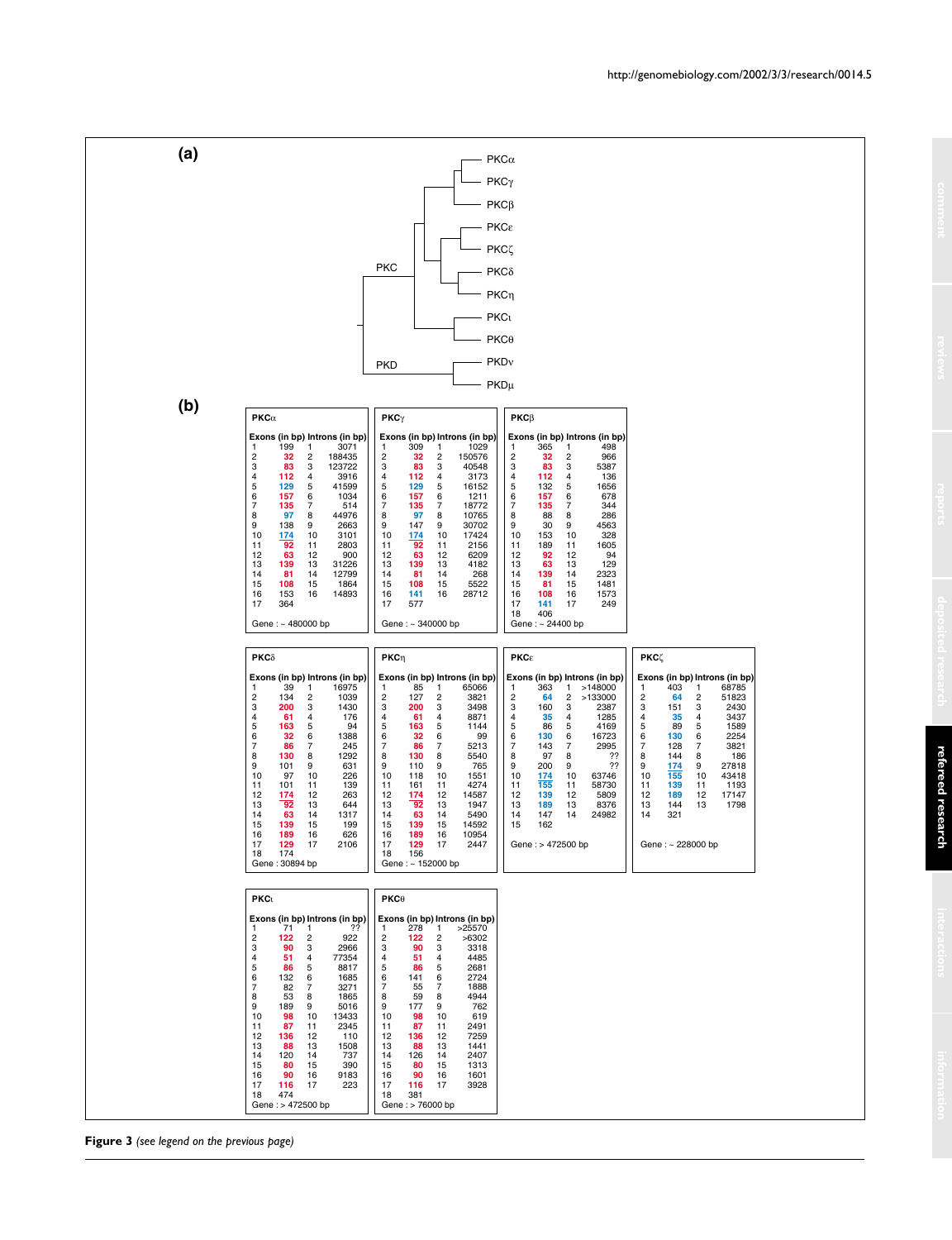**(a)**

PKC: PKCα, PKCγ, PKCβ, PKCε, PKCζ, PKCδ, PKCη, PKCι, PKCθ

PKD: PKDν, PKDμ

**(b)**

**PKCα**

| Exons | (in bp) | Introns | (in bp) |
|---|---|---|---|
| 1 | 199 | 1 | 3071 |
| 2 | 32 | 2 | 188435 |
| 3 | 83 | 3 | 123722 |
| 4 | 112 | 4 | 3916 |
| 5 | 129 | 5 | 41599 |
| 6 | 157 | 6 | 1034 |
| 7 | 135 | 7 | 514 |
| 8 | 97 | 8 | 44976 |
| 9 | 138 | 9 | 2663 |
| 10 | 174 | 10 | 3101 |
| 11 | 92 | 11 | 2803 |
| 12 | 63 | 12 | 900 |
| 13 | 139 | 13 | 31226 |
| 14 | 81 | 14 | 12799 |
| 15 | 108 | 15 | 1864 |
| 16 | 153 | 16 | 14893 |
| 17 | 364 | | |

Gene : ~ 480000 bp

**PKCγ**

| Exons | (in bp) | Introns | (in bp) |
|---|---|---|---|
| 1 | 309 | 1 | 1029 |
| 2 | 32 | 2 | 150576 |
| 3 | 83 | 3 | 40548 |
| 4 | 112 | 4 | 3173 |
| 5 | 129 | 5 | 16152 |
| 6 | 157 | 6 | 1211 |
| 7 | 135 | 7 | 18772 |
| 8 | 97 | 8 | 10765 |
| 9 | 147 | 9 | 30702 |
| 10 | 174 | 10 | 17424 |
| 11 | 92 | 11 | 2156 |
| 12 | 63 | 12 | 6209 |
| 13 | 139 | 13 | 4182 |
| 14 | 81 | 14 | 268 |
| 15 | 108 | 15 | 5522 |
| 16 | 141 | 16 | 28712 |
| 17 | 577 | | |

Gene : ~ 340000 bp

**PKCβ**

| Exons | (in bp) | Introns | (in bp) |
|---|---|---|---|
| 1 | 365 | 1 | 498 |
| 2 | 32 | 2 | 966 |
| 3 | 83 | 3 | 5387 |
| 4 | 112 | 4 | 136 |
| 5 | 132 | 5 | 1656 |
| 6 | 157 | 6 | 678 |
| 7 | 135 | 7 | 344 |
| 8 | 88 | 8 | 286 |
| 9 | 30 | 9 | 4563 |
| 10 | 153 | 10 | 328 |
| 11 | 189 | 11 | 1605 |
| 12 | 92 | 12 | 94 |
| 13 | 63 | 13 | 129 |
| 14 | 139 | 14 | 2323 |
| 15 | 81 | 15 | 1481 |
| 16 | 108 | 16 | 1573 |
| 17 | 141 | 17 | 249 |
| 18 | 406 | | |

Gene : ~ 24400 bp

**PKCδ**

| Exons | (in bp) | Introns | (in bp) |
|---|---|---|---|
| 1 | 39 | 1 | 16975 |
| 2 | 134 | 2 | 1039 |
| 3 | 200 | 3 | 1430 |
| 4 | 61 | 4 | 176 |
| 5 | 163 | 5 | 94 |
| 6 | 32 | 6 | 1388 |
| 7 | 86 | 7 | 245 |
| 8 | 130 | 8 | 1292 |
| 9 | 101 | 9 | 631 |
| 10 | 97 | 10 | 226 |
| 11 | 101 | 11 | 139 |
| 12 | 174 | 12 | 263 |
| 13 | 92 | 13 | 644 |
| 14 | 63 | 14 | 1317 |
| 15 | 139 | 15 | 199 |
| 16 | 189 | 16 | 626 |
| 17 | 129 | 17 | 2106 |
| 18 | 174 | | |

Gene : 30894 bp

**PKCη**

| Exons | (in bp) | Introns | (in bp) |
|---|---|---|---|
| 1 | 85 | 1 | 65066 |
| 2 | 127 | 2 | 3821 |
| 3 | 200 | 3 | 3498 |
| 4 | 61 | 4 | 8871 |
| 5 | 163 | 5 | 1144 |
| 6 | 32 | 6 | 99 |
| 7 | 86 | 7 | 5213 |
| 8 | 130 | 8 | 5540 |
| 9 | 110 | 9 | 765 |
| 10 | 118 | 10 | 1551 |
| 11 | 161 | 11 | 4274 |
| 12 | 174 | 12 | 14587 |
| 13 | 92 | 13 | 1947 |
| 14 | 63 | 14 | 5490 |
| 15 | 139 | 15 | 14592 |
| 16 | 189 | 16 | 10954 |
| 17 | 129 | 17 | 2447 |
| 18 | 156 | | |

Gene : ~ 152000 bp

**PKCε**

| Exons | (in bp) | Introns | (in bp) |
|---|---|---|---|
| 1 | 363 | 1 | >148000 |
| 2 | 64 | 2 | >133000 |
| 3 | 160 | 3 | 2387 |
| 4 | 35 | 4 | 1285 |
| 5 | 86 | 5 | 4169 |
| 6 | 130 | 6 | 16723 |
| 7 | 143 | 7 | 2995 |
| 8 | 97 | 8 | ?? |
| 9 | 200 | 9 | ?? |
| 10 | 174 | 10 | 63746 |
| 11 | 155 | 11 | 58730 |
| 12 | 139 | 12 | 5809 |
| 13 | 189 | 13 | 8376 |
| 14 | 147 | 14 | 24982 |
| 15 | 162 | | |

Gene : > 472500 bp

**PKCζ**

| Exons | (in bp) | Introns | (in bp) |
|---|---|---|---|
| 1 | 403 | 1 | 68785 |
| 2 | 64 | 2 | 51823 |
| 3 | 151 | 3 | 2430 |
| 4 | 35 | 4 | 3437 |
| 5 | 89 | 5 | 1589 |
| 6 | 130 | 6 | 2254 |
| 7 | 128 | 7 | 3821 |
| 8 | 144 | 8 | 186 |
| 9 | 174 | 9 | 27818 |
| 10 | 155 | 10 | 43418 |
| 11 | 139 | 11 | 1193 |
| 12 | 189 | 12 | 17147 |
| 13 | 144 | 13 | 1798 |
| 14 | 321 | | |

Gene : ~ 228000 bp

**PKCι**

| Exons | (in bp) | Introns | (in bp) |
|---|---|---|---|
| 1 | 71 | 1 | ?? |
| 2 | 122 | 2 | 922 |
| 3 | 90 | 3 | 2966 |
| 4 | 51 | 4 | 77354 |
| 5 | 86 | 5 | 8817 |
| 6 | 132 | 6 | 1685 |
| 7 | 82 | 7 | 3271 |
| 8 | 53 | 8 | 1865 |
| 9 | 189 | 9 | 5016 |
| 10 | 98 | 10 | 13433 |
| 11 | 87 | 11 | 2345 |
| 12 | 136 | 12 | 110 |
| 13 | 88 | 13 | 1508 |
| 14 | 120 | 14 | 737 |
| 15 | 80 | 15 | 390 |
| 16 | 90 | 16 | 9183 |
| 17 | 116 | 17 | 223 |
| 18 | 474 | | |

Gene : > 472500 bp

**PKCθ**

| Exons | (in bp) | Introns | (in bp) |
|---|---|---|---|
| 1 | 278 | 1 | >25570 |
| 2 | 122 | 2 | >6302 |
| 3 | 90 | 3 | 3318 |
| 4 | 51 | 4 | 4485 |
| 5 | 86 | 5 | 2681 |
| 6 | 141 | 6 | 2724 |
| 7 | 55 | 7 | 1888 |
| 8 | 59 | 8 | 4944 |
| 9 | 177 | 9 | 762 |
| 10 | 98 | 10 | 619 |
| 11 | 87 | 11 | 2491 |
| 12 | 136 | 12 | 7259 |
| 13 | 88 | 13 | 1441 |
| 14 | 126 | 14 | 2407 |
| 15 | 80 | 15 | 1313 |
| 16 | 90 | 16 | 1601 |
| 17 | 116 | 17 | 3928 |
| 18 | 381 | | |

Gene : > 76000 bp

**Figure 3** *(see legend on the previous page)*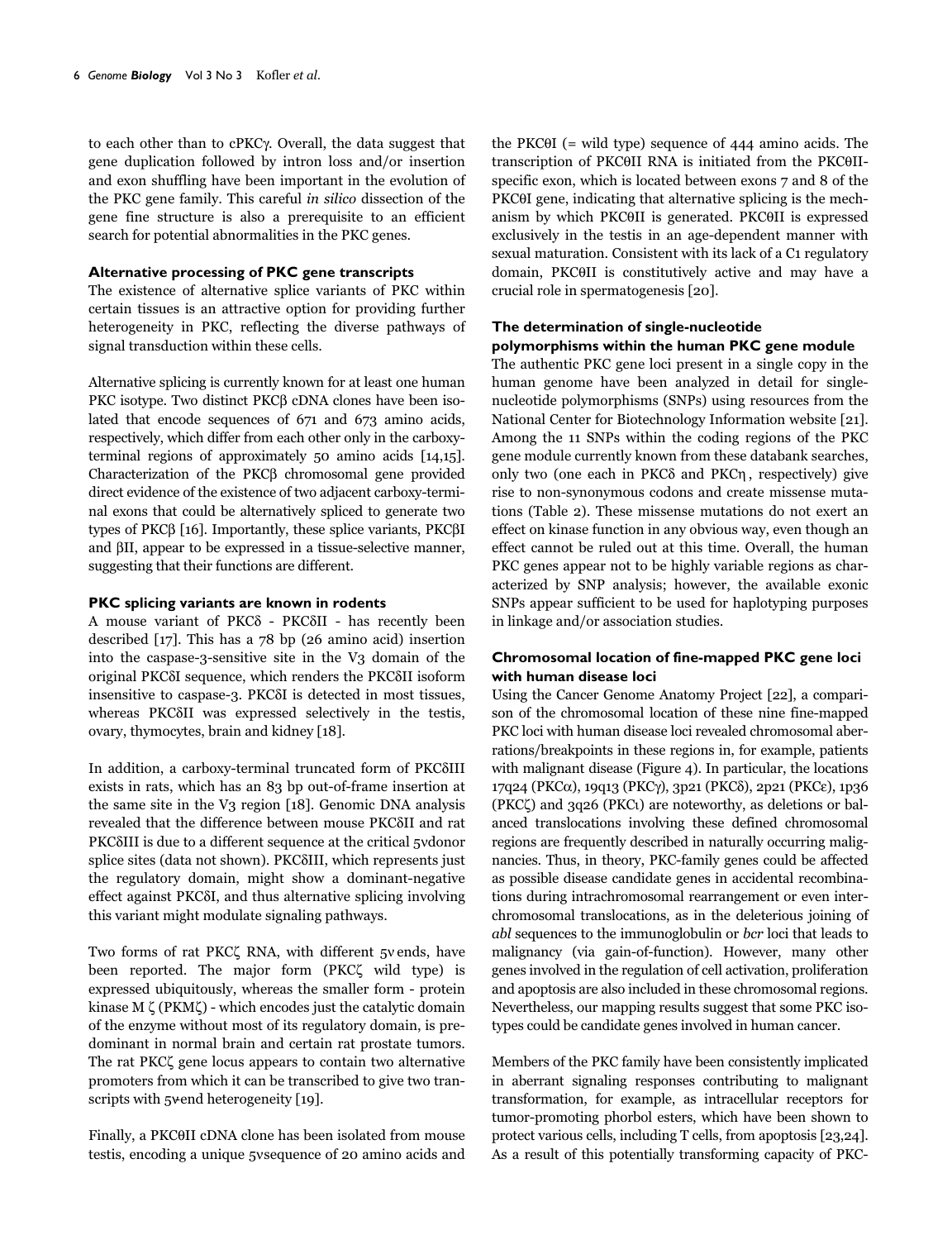to each other than to cPKCγ. Overall, the data suggest that gene duplication followed by intron loss and/or insertion and exon shuffling have been important in the evolution of the PKC gene family. This careful *in silico* dissection of the gene fine structure is also a prerequisite to an efficient search for potential abnormalities in the PKC genes.

### Alternative processing of PKC gene transcripts

The existence of alternative splice variants of PKC within certain tissues is an attractive option for providing further heterogeneity in PKC, reflecting the diverse pathways of signal transduction within these cells.

Alternative splicing is currently known for at least one human PKC isotype. Two distinct PKCβ cDNA clones have been isolated that encode sequences of 671 and 673 amino acids, respectively, which differ from each other only in the carboxy-terminal regions of approximately 50 amino acids [14,15]. Characterization of the PKCβ chromosomal gene provided direct evidence of the existence of two adjacent carboxy-terminal exons that could be alternatively spliced to generate two types of PKCβ [16]. Importantly, these splice variants, PKCβI and βII, appear to be expressed in a tissue-selective manner, suggesting that their functions are different.

### PKC splicing variants are known in rodents

A mouse variant of PKCδ - PKCδII - has recently been described [17]. This has a 78 bp (26 amino acid) insertion into the caspase-3-sensitive site in the V3 domain of the original PKCδI sequence, which renders the PKCδII isoform insensitive to caspase-3. PKCδI is detected in most tissues, whereas PKCδII was expressed selectively in the testis, ovary, thymocytes, brain and kidney [18].

In addition, a carboxy-terminal truncated form of PKCδIII exists in rats, which has an 83 bp out-of-frame insertion at the same site in the V3 region [18]. Genomic DNA analysis revealed that the difference between mouse PKCδII and rat PKCδIII is due to a different sequence at the critical 5′ donor splice sites (data not shown). PKCδIII, which represents just the regulatory domain, might show a dominant-negative effect against PKCδI, and thus alternative splicing involving this variant might modulate signaling pathways.

Two forms of rat PKCζ RNA, with different 5′ ends, have been reported. The major form (PKCζ wild type) is expressed ubiquitously, whereas the smaller form - protein kinase M ζ (PKMζ) - which encodes just the catalytic domain of the enzyme without most of its regulatory domain, is predominant in normal brain and certain rat prostate tumors. The rat PKCζ gene locus appears to contain two alternative promoters from which it can be transcribed to give two transcripts with 5′-end heterogeneity [19].

Finally, a PKCθII cDNA clone has been isolated from mouse testis, encoding a unique 5′ sequence of 20 amino acids and the PKCθI (= wild type) sequence of 444 amino acids. The transcription of PKCθII RNA is initiated from the PKCθII-specific exon, which is located between exons 7 and 8 of the PKCθI gene, indicating that alternative splicing is the mechanism by which PKCθII is generated. PKCθII is expressed exclusively in the testis in an age-dependent manner with sexual maturation. Consistent with its lack of a C1 regulatory domain, PKCθII is constitutively active and may have a crucial role in spermatogenesis [20].

### The determination of single-nucleotide polymorphisms within the human PKC gene module

The authentic PKC gene loci present in a single copy in the human genome have been analyzed in detail for single-nucleotide polymorphisms (SNPs) using resources from the National Center for Biotechnology Information website [21]. Among the 11 SNPs within the coding regions of the PKC gene module currently known from these databank searches, only two (one each in PKCδ and PKCη, respectively) give rise to non-synonymous codons and create missense mutations (Table 2). These missense mutations do not exert an effect on kinase function in any obvious way, even though an effect cannot be ruled out at this time. Overall, the human PKC genes appear not to be highly variable regions as characterized by SNP analysis; however, the available exonic SNPs appear sufficient to be used for haplotyping purposes in linkage and/or association studies.

### Chromosomal location of fine-mapped PKC gene loci with human disease loci

Using the Cancer Genome Anatomy Project [22], a comparison of the chromosomal location of these nine fine-mapped PKC loci with human disease loci revealed chromosomal aberrations/breakpoints in these regions in, for example, patients with malignant disease (Figure 4). In particular, the locations 17q24 (PKCα), 19q13 (PKCγ), 3p21 (PKCδ), 2p21 (PKCε), 1p36 (PKCζ) and 3q26 (PKCι) are noteworthy, as deletions or balanced translocations involving these defined chromosomal regions are frequently described in naturally occurring malignancies. Thus, in theory, PKC-family genes could be affected as possible disease candidate genes in accidental recombinations during intrachromosomal rearrangement or even interchromosomal translocations, as in the deleterious joining of *abl* sequences to the immunoglobulin or *bcr* loci that leads to malignancy (via gain-of-function). However, many other genes involved in the regulation of cell activation, proliferation and apoptosis are also included in these chromosomal regions. Nevertheless, our mapping results suggest that some PKC isotypes could be candidate genes involved in human cancer.

Members of the PKC family have been consistently implicated in aberrant signaling responses contributing to malignant transformation, for example, as intracellular receptors for tumor-promoting phorbol esters, which have been shown to protect various cells, including T cells, from apoptosis [23,24]. As a result of this potentially transforming capacity of PKC-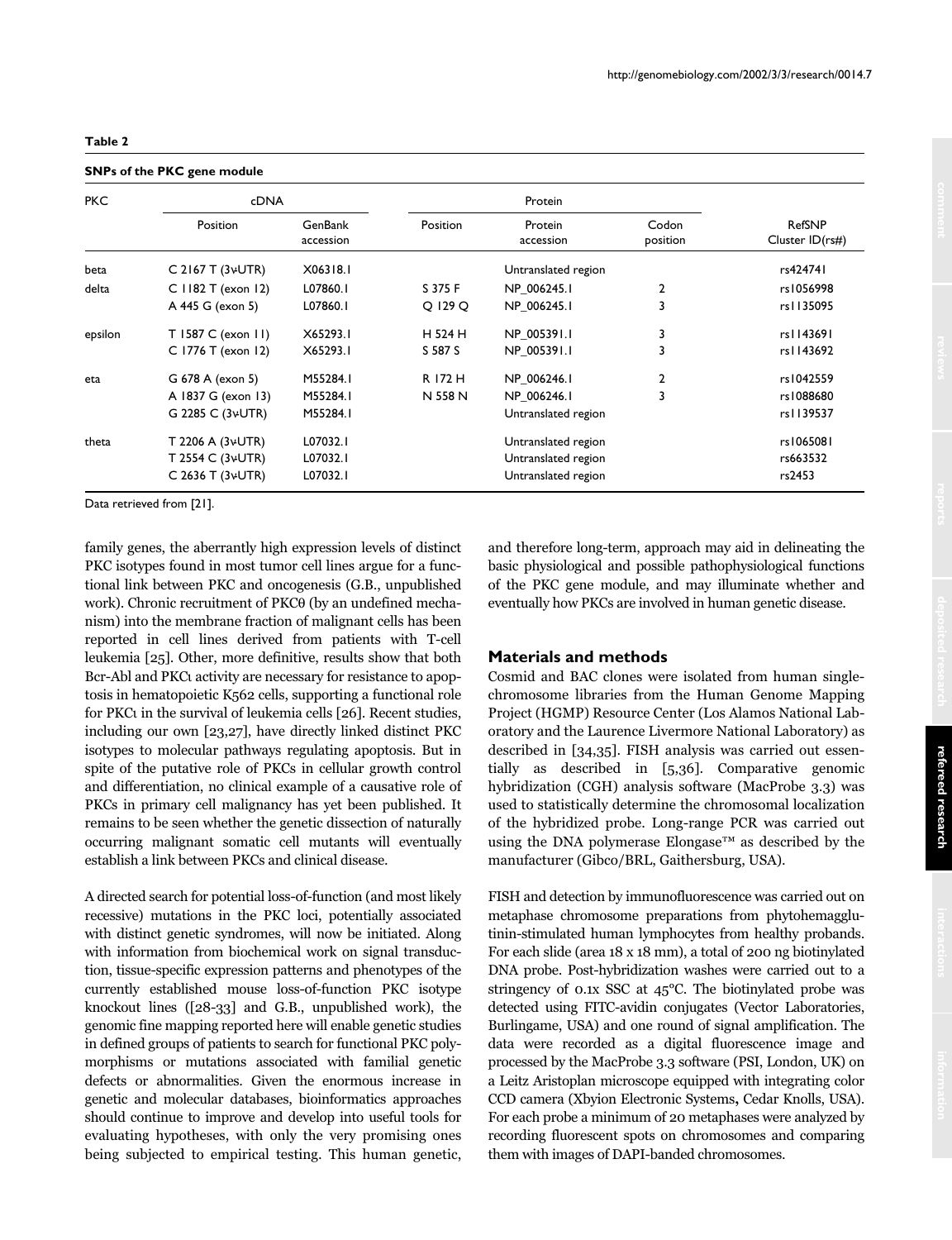**Table 2**

**SNPs of the PKC gene module**

| PKC | cDNA | | Protein | | | |
|---|---|---|---|---|---|---|
| | Position | GenBank accession | Position | Protein accession | Codon position | RefSNP Cluster ID(rs#) |
| beta | C 2167 T (3'UTR) | X06318.1 | | Untranslated region | | rs424741 |
| delta | C 1182 T (exon 12) | L07860.1 | S 375 F | NP_006245.1 | 2 | rs1056998 |
| | A 445 G (exon 5) | L07860.1 | Q 129 Q | NP_006245.1 | 3 | rs1135095 |
| epsilon | T 1587 C (exon 11) | X65293.1 | H 524 H | NP_005391.1 | 3 | rs1143691 |
| | C 1776 T (exon 12) | X65293.1 | S 587 S | NP_005391.1 | 3 | rs1143692 |
| eta | G 678 A (exon 5) | M55284.1 | R 172 H | NP_006246.1 | 2 | rs1042559 |
| | A 1837 G (exon 13) | M55284.1 | N 558 N | NP_006246.1 | 3 | rs1088680 |
| | G 2285 C (3'UTR) | M55284.1 | | Untranslated region | | rs1139537 |
| theta | T 2206 A (3'UTR) | L07032.1 | | Untranslated region | | rs1065081 |
| | T 2554 C (3'UTR) | L07032.1 | | Untranslated region | | rs663532 |
| | C 2636 T (3'UTR) | L07032.1 | | Untranslated region | | rs2453 |

Data retrieved from [21].

family genes, the aberrantly high expression levels of distinct PKC isotypes found in most tumor cell lines argue for a functional link between PKC and oncogenesis (G.B., unpublished work). Chronic recruitment of PKCθ (by an undefined mechanism) into the membrane fraction of malignant cells has been reported in cell lines derived from patients with T-cell leukemia [25]. Other, more definitive, results show that both Bcr-Abl and PKCι activity are necessary for resistance to apoptosis in hematopoietic K562 cells, supporting a functional role for PKCι in the survival of leukemia cells [26]. Recent studies, including our own [23,27], have directly linked distinct PKC isotypes to molecular pathways regulating apoptosis. But in spite of the putative role of PKCs in cellular growth control and differentiation, no clinical example of a causative role of PKCs in primary cell malignancy has yet been published. It remains to be seen whether the genetic dissection of naturally occurring malignant somatic cell mutants will eventually establish a link between PKCs and clinical disease.

A directed search for potential loss-of-function (and most likely recessive) mutations in the PKC loci, potentially associated with distinct genetic syndromes, will now be initiated. Along with information from biochemical work on signal transduction, tissue-specific expression patterns and phenotypes of the currently established mouse loss-of-function PKC isotype knockout lines ([28-33] and G.B., unpublished work), the genomic fine mapping reported here will enable genetic studies in defined groups of patients to search for functional PKC polymorphisms or mutations associated with familial genetic defects or abnormalities. Given the enormous increase in genetic and molecular databases, bioinformatics approaches should continue to improve and develop into useful tools for evaluating hypotheses, with only the very promising ones being subjected to empirical testing. This human genetic, and therefore long-term, approach may aid in delineating the basic physiological and possible pathophysiological functions of the PKC gene module, and may illuminate whether and eventually how PKCs are involved in human genetic disease.

## Materials and methods

Cosmid and BAC clones were isolated from human single-chromosome libraries from the Human Genome Mapping Project (HGMP) Resource Center (Los Alamos National Laboratory and the Laurence Livermore National Laboratory) as described in [34,35]. FISH analysis was carried out essentially as described in [5,36]. Comparative genomic hybridization (CGH) analysis software (MacProbe 3.3) was used to statistically determine the chromosomal localization of the hybridized probe. Long-range PCR was carried out using the DNA polymerase Elongase™ as described by the manufacturer (Gibco/BRL, Gaithersburg, USA).

FISH and detection by immunofluorescence was carried out on metaphase chromosome preparations from phytohemagglutinin-stimulated human lymphocytes from healthy probands. For each slide (area 18 x 18 mm), a total of 200 ng biotinylated DNA probe. Post-hybridization washes were carried out to a stringency of 0.1x SSC at 45°C. The biotinylated probe was detected using FITC-avidin conjugates (Vector Laboratories, Burlingame, USA) and one round of signal amplification. The data were recorded as a digital fluorescence image and processed by the MacProbe 3.3 software (PSI, London, UK) on a Leitz Aristoplan microscope equipped with integrating color CCD camera (Xbyion Electronic Systems, Cedar Knolls, USA). For each probe a minimum of 20 metaphases were analyzed by recording fluorescent spots on chromosomes and comparing them with images of DAPI-banded chromosomes.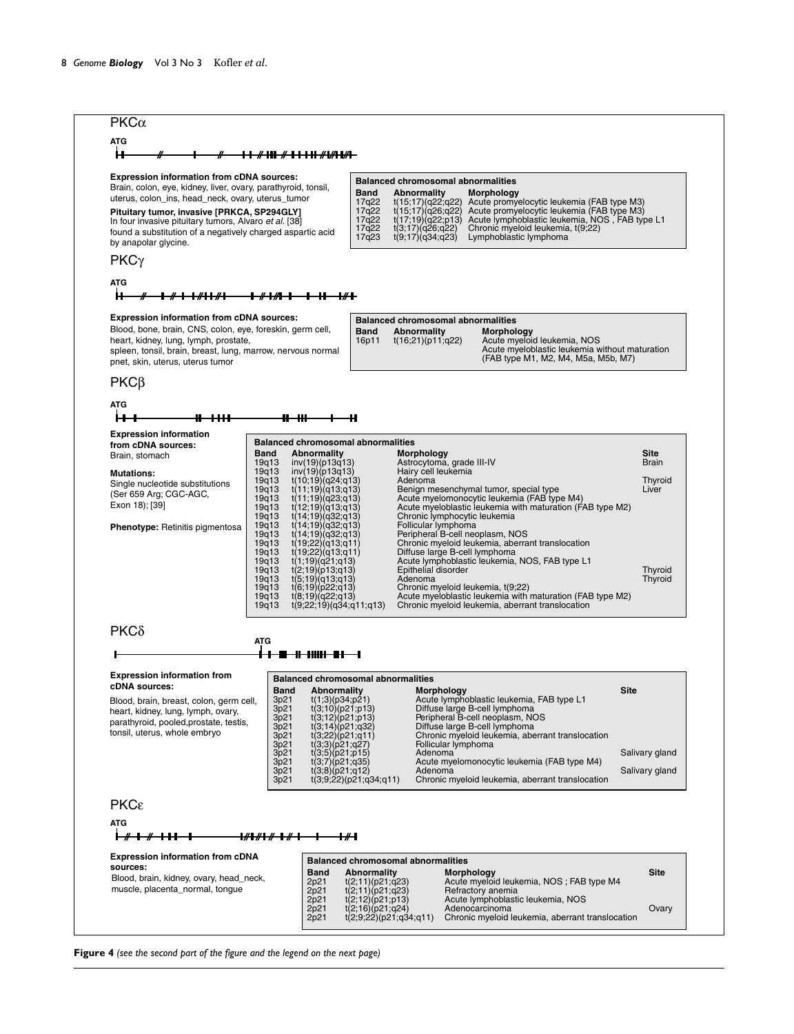## PKCα

ATG

**Expression information from cDNA sources:**
Brain, colon, eye, kidney, liver, ovary, parathyroid, tonsil, uterus, colon_ins, head_neck, ovary, uterus_tumor

**Pituitary tumor, invasive [PRKCA, SP294GLY]**
In four invasive pituitary tumors, Alvaro *et al.* [38] found a substitution of a negatively charged aspartic acid by anapolar glycine.

**Balanced chromosomal abnormalities**

| Band | Abnormality | Morphology |
|---|---|---|
| 17q22 | t(15;17)(q22;q22) | Acute promyelocytic leukemia (FAB type M3) |
| 17q22 | t(15;17)(q26;q22) | Acute promyelocytic leukemia (FAB type M3) |
| 17q22 | t(17;19)(q22;p13) | Acute lymphoblastic leukemia, NOS , FAB type L1 |
| 17q22 | t(3;17)(q26;q22) | Chronic myeloid leukemia, t(9;22) |
| 17q23 | t(9;17)(q34;q23) | Lymphoblastic lymphoma |

## PKCγ

ATG

**Expression information from cDNA sources:**
Blood, bone, brain, CNS, colon, eye, foreskin, germ cell, heart, kidney, lung, lymph, prostate, spleen, tonsil, brain, breast, lung, marrow, nervous normal pnet, skin, uterus, uterus tumor

**Balanced chromosomal abnormalities**

| Band | Abnormality | Morphology |
|---|---|---|
| 16p11 | t(16;21)(p11;q22) | Acute myeloid leukemia, NOS<br>Acute myeloblastic leukemia without maturation (FAB type M1, M2, M4, M5a, M5b, M7) |

## PKCβ

ATG

**Expression information from cDNA sources:**
Brain, stomach

**Mutations:**
Single nucleotide substitutions (Ser 659 Arg; CGC-AGC, Exon 18); [39]

**Phenotype:** Retinitis pigmentosa

**Balanced chromosomal abnormalities**

| Band | Abnormality | Morphology | Site |
|---|---|---|---|
| 19q13 | inv(19)(p13q13) | Astrocytoma, grade III-IV | Brain |
| 19q13 | inv(19)(p13q13) | Hairy cell leukemia | |
| 19q13 | t(10;19)(q24;q13) | Adenoma | Thyroid |
| 19q13 | t(11;19)(q13;q13) | Benign mesenchymal tumor, special type | Liver |
| 19q13 | t(11;19)(q23;q13) | Acute myelomonocytic leukemia (FAB type M4) | |
| 19q13 | t(12;19)(q13;q13) | Acute myeloblastic leukemia with maturation (FAB type M2) | |
| 19q13 | t(14;19)(q32;q13) | Chronic lymphocytic leukemia | |
| 19q13 | t(14;19)(q32;q13) | Follicular lymphoma | |
| 19q13 | t(14;19)(q32;q13) | Peripheral B-cell neoplasm, NOS | |
| 19q13 | t(19;22)(q13;q11) | Chronic myeloid leukemia, aberrant translocation | |
| 19q13 | t(19;22)(q13;q11) | Diffuse large B-cell lymphoma | |
| 19q13 | t(1;19)(q21;q13) | Acute lymphoblastic leukemia, NOS, FAB type L1 | |
| 19q13 | t(2;19)(p13;q13) | Epithelial disorder | Thyroid |
| 19q13 | t(5;19)(q13;q13) | Adenoma | Thyroid |
| 19q13 | t(6;19)(p22;q13) | Chronic myeloid leukemia, t(9;22) | |
| 19q13 | t(8;19)(q22;q13) | Acute myeloblastic leukemia with maturation (FAB type M2) | |
| 19q13 | t(9;22;19)(q34;q11;q13) | Chronic myeloid leukemia, aberrant translocation | |

## PKCδ

ATG

**Expression information from cDNA sources:**
Blood, brain, breast, colon, germ cell, heart, kidney, lung, lymph, ovary, parathyroid, pooled, prostate, testis, tonsil, uterus, whole embryo

**Balanced chromosomal abnormalities**

| Band | Abnormality | Morphology | Site |
|---|---|---|---|
| 3p21 | t(1;3)(p34;p21) | Acute lymphoblastic leukemia, FAB type L1 | |
| 3p21 | t(3;10)(p21;p13) | Diffuse large B-cell lymphoma | |
| 3p21 | t(3;12)(p21;p13) | Peripheral B-cell neoplasm, NOS | |
| 3p21 | t(3;14)(p21;q32) | Diffuse large B-cell lymphoma | |
| 3p21 | t(3;22)(p21;q11) | Chronic myeloid leukemia, aberrant translocation | |
| 3p21 | t(3;3)(p21;q27) | Follicular lymphoma | |
| 3p21 | t(3;5)(p21;p15) | Adenoma | Salivary gland |
| 3p21 | t(3;7)(p21;q35) | Acute myelomonocytic leukemia (FAB type M4) | |
| 3p21 | t(3;8)(p21;q12) | Adenoma | Salivary gland |
| 3p21 | t(3;9;22)(p21;q34;q11) | Chronic myeloid leukemia, aberrant translocation | |

## PKCε

ATG

**Expression information from cDNA sources:**
Blood, brain, kidney, ovary, head_neck, muscle, placenta_normal, tongue

**Balanced chromosomal abnormalities**

| Band | Abnormality | Morphology | Site |
|---|---|---|---|
| 2p21 | t(2;11)(p21;q23) | Acute myeloid leukemia, NOS ; FAB type M4 | |
| 2p21 | t(2;11)(p21;q23) | Refractory anemia | |
| 2p21 | t(2;12)(p21;p13) | Acute lymphoblastic leukemia, NOS | |
| 2p21 | t(2;16)(p21;q24) | Adenocarcinoma | Ovary |
| 2p21 | t(2;9;22)(p21;q34;q11) | Chronic myeloid leukemia, aberrant translocation | |

**Figure 4** *(see the second part of the figure and the legend on the next page)*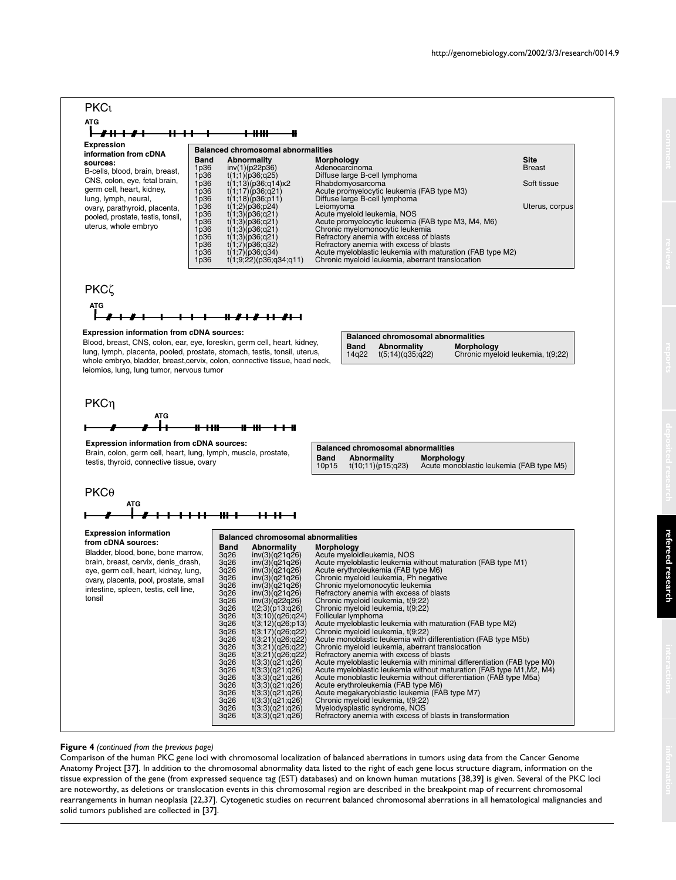PKCι

ATG

**Expression information from cDNA sources:**
B-cells, blood, brain, breast, CNS, colon, eye, fetal brain, germ cell, heart, kidney, lung, lymph, neural, ovary, parathyroid, placenta, pooled, prostate, testis, tonsil, uterus, whole embryo

**Balanced chromosomal abnormalities**

| Band | Abnormality | Morphology | Site |
|---|---|---|---|
| 1p36 | inv(1)(p22p36) | Adenocarcinoma | Breast |
| 1p36 | t(1;1)(p36;q25) | Diffuse large B-cell lymphoma | |
| 1p36 | t(1;13)(p36;q14)x2 | Rhabdomyosarcoma | Soft tissue |
| 1p36 | t(1;17)(p36;q21) | Acute promyelocytic leukemia (FAB type M3) | |
| 1p36 | t(1;18)(p36;p11) | Diffuse large B-cell lymphoma | |
| 1p36 | t(1;2)(p36;p24) | Leiomyoma | Uterus, corpus |
| 1p36 | t(1;3)(p36;q21) | Acute myeloid leukemia, NOS | |
| 1p36 | t(1;3)(p36;q21) | Acute promyelocytic leukemia (FAB type M3, M4, M6) | |
| 1p36 | t(1;3)(p36;q21) | Chronic myelomonocytic leukemia | |
| 1p36 | t(1;3)(p36;q21) | Refractory anemia with excess of blasts | |
| 1p36 | t(1;7)(p36;q32) | Refractory anemia with excess of blasts | |
| 1p36 | t(1;7)(p36;q34) | Acute myeloblastic leukemia with maturation (FAB type M2) | |
| 1p36 | t(1;9;22)(p36;q34;q11) | Chronic myeloid leukemia, aberrant translocation | |

PKCζ

ATG

**Expression information from cDNA sources:**
Blood, breast, CNS, colon, ear, eye, foreskin, germ cell, heart, kidney, lung, lymph, placenta, pooled, prostate, stomach, testis, tonsil, uterus, whole embryo, bladder, breast,cervix, colon, connective tissue, head neck, leiomios, lung, lung tumor, nervous tumor

**Balanced chromosomal abnormalities**

| Band | Abnormality | Morphology |
|---|---|---|
| 14q22 | t(5;14)(q35;q22) | Chronic myeloid leukemia, t(9;22) |

PKCη

ATG

**Expression information from cDNA sources:**
Brain, colon, germ cell, heart, lung, lymph, muscle, prostate, testis, thyroid, connective tissue, ovary

**Balanced chromosomal abnormalities**

| Band | Abnormality | Morphology |
|---|---|---|
| 10p15 | t(10;11)(p15;q23) | Acute monoblastic leukemia (FAB type M5) |

PKCθ

ATG

**Expression information from cDNA sources:**
Bladder, blood, bone, bone marrow, brain, breast, cervix, denis_drash, eye, germ cell, heart, kidney, lung, ovary, placenta, pool, prostate, small intestine, spleen, testis, cell line, tonsil

**Balanced chromosomal abnormalities**

| Band | Abnormality | Morphology |
|---|---|---|
| 3q26 | inv(3)(q21q26) | Acute myeloidleukemia, NOS |
| 3q26 | inv(3)(q21q26) | Acute myeloblastic leukemia without maturation (FAB type M1) |
| 3q26 | inv(3)(q21q26) | Acute erythroleukemia (FAB type M6) |
| 3q26 | inv(3)(q21q26) | Chronic myeloid leukemia, Ph negative |
| 3q26 | inv(3)(q21q26) | Chronic myelomonocytic leukemia |
| 3q26 | inv(3)(q21q26) | Refractory anemia with excess of blasts |
| 3q26 | inv(3)(q22q26) | Chronic myeloid leukemia, t(9;22) |
| 3q26 | t(2;3)(p13;q26) | Chronic myeloid leukemia, t(9;22) |
| 3q26 | t(3;10)(q26;q24) | Follicular lymphoma |
| 3q26 | t(3;12)(q26;p13) | Acute myeloblastic leukemia with maturation (FAB type M2) |
| 3q26 | t(3;17)(q26;q22) | Chronic myeloid leukemia, t(9;22) |
| 3q26 | t(3;21)(q26;q22) | Acute monoblastic leukemia with differentiation (FAB type M5b) |
| 3q26 | t(3;21)(q26;q22) | Chronic myeloid leukemia, aberrant translocation |
| 3q26 | t(3;21)(q26;q22) | Refractory anemia with excess of blasts |
| 3q26 | t(3;3)(q21;q26) | Acute myeloblastic leukemia with minimal differentiation (FAB type M0) |
| 3q26 | t(3;3)(q21;q26) | Acute myeloblastic leukemia without maturation (FAB type M1,M2, M4) |
| 3q26 | t(3;3)(q21;q26) | Acute monoblastic leukemia without differentiation (FAB type M5a) |
| 3q26 | t(3;3)(q21;q26) | Acute erythroleukemia (FAB type M6) |
| 3q26 | t(3;3)(q21;q26) | Acute megakaryoblastic leukemia (FAB type M7) |
| 3q26 | t(3;3)(q21;q26) | Chronic myeloid leukemia, t(9;22) |
| 3q26 | t(3;3)(q21;q26) | Myelodysplastic syndrome, NOS |
| 3q26 | t(3;3)(q21;q26) | Refractory anemia with excess of blasts in transformation |

**Figure 4** *(continued from the previous page)*
Comparison of the human PKC gene loci with chromosomal localization of balanced aberrations in tumors using data from the Cancer Genome Anatomy Project [37]. In addition to the chromosomal abnormality data listed to the right of each gene locus structure diagram, information on the tissue expression of the gene (from expressed sequence tag (EST) databases) and on known human mutations [38,39] is given. Several of the PKC loci are noteworthy, as deletions or translocation events in this chromosomal region are described in the breakpoint map of recurrent chromosomal rearrangements in human neoplasia [22,37]. Cytogenetic studies on recurrent balanced chromosomal aberrations in all hematological malignancies and solid tumors published are collected in [37].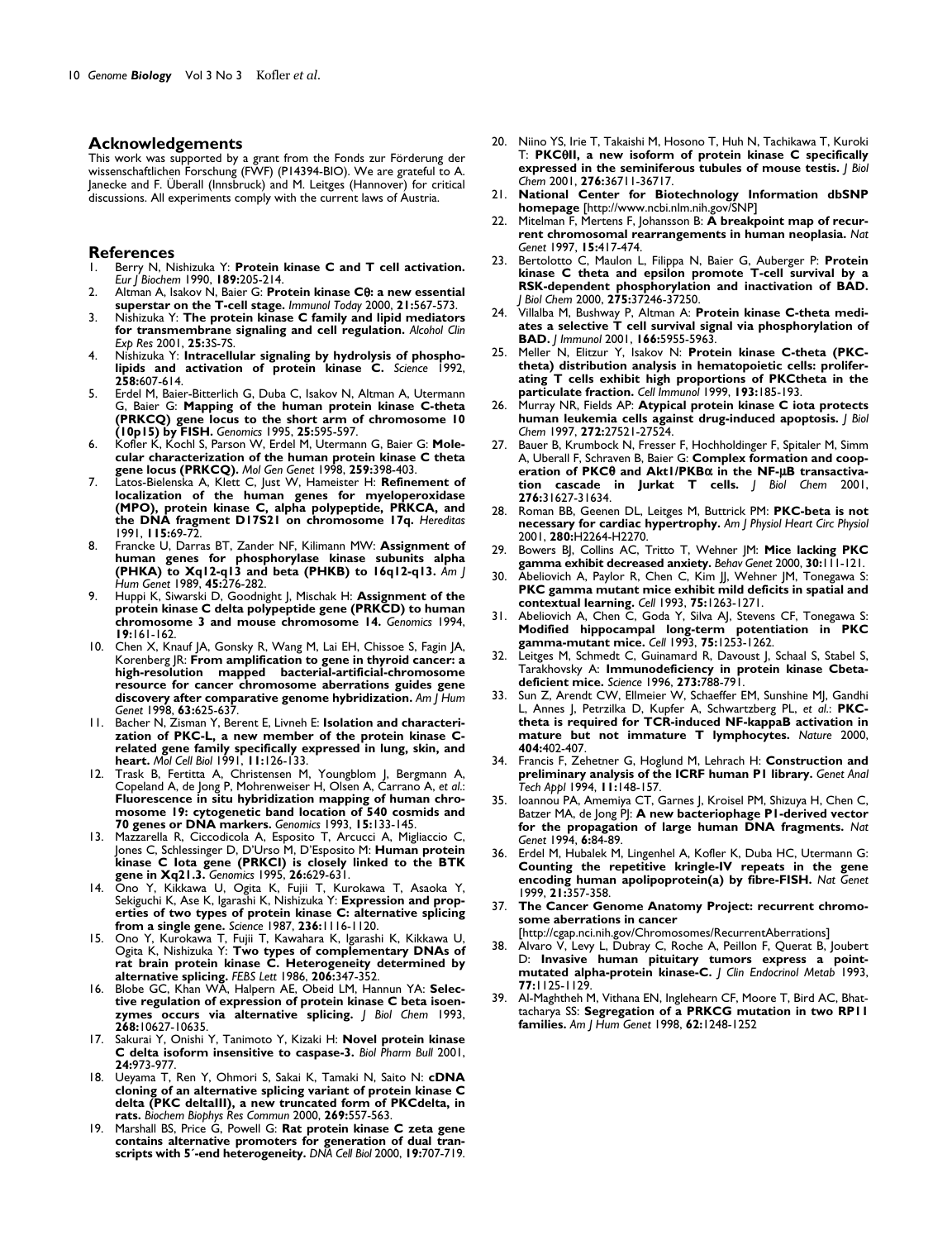## Acknowledgements

This work was supported by a grant from the Fonds zur Förderung der wissenschaftlichen Forschung (FWF) (P14394-BIO). We are grateful to A. Janecke and F. Überall (Innsbruck) and M. Leitges (Hannover) for critical discussions. All experiments comply with the current laws of Austria.

## References

1. Berry N, Nishizuka Y: **Protein kinase C and T cell activation.** *Eur J Biochem* 1990, **189:**205-214.
2. Altman A, Isakov N, Baier G: **Protein kinase Cθ: a new essential superstar on the T-cell stage.** *Immunol Today* 2000, **21:**567-573.
3. Nishizuka Y: **The protein kinase C family and lipid mediators for transmembrane signaling and cell regulation.** *Alcohol Clin Exp Res* 2001, **25:**3S-7S.
4. Nishizuka Y: **Intracellular signaling by hydrolysis of phospholipids and activation of protein kinase C.** *Science* 1992, **258:**607-614.
5. Erdel M, Baier-Bitterlich G, Duba C, Isakov N, Altman A, Utermann G, Baier G: **Mapping of the human protein kinase C-theta (PRKCQ) gene locus to the short arm of chromosome 10 (10p15) by FISH.** *Genomics* 1995, **25:**595-597.
6. Kofler K, Kochl S, Parson W, Erdel M, Utermann G, Baier G: **Molecular characterization of the human protein kinase C theta gene locus (PRKCQ).** *Mol Gen Genet* 1998, **259:**398-403.
7. Latos-Bielenska A, Klett C, Just W, Hameister H: **Refinement of localization of the human genes for myeloperoxidase (MPO), protein kinase C, alpha polypeptide, PRKCA, and the DNA fragment D17S21 on chromosome 17q.** *Hereditas* 1991, **115:**69-72.
8. Francke U, Darras BT, Zander NF, Kilimann MW: **Assignment of human genes for phosphorylase kinase subunits alpha (PHKA) to Xq12-q13 and beta (PHKB) to 16q12-q13.** *Am J Hum Genet* 1989, **45:**276-282.
9. Huppi K, Siwarski D, Goodnight J, Mischak H: **Assignment of the protein kinase C delta polypeptide gene (PRKCD) to human chromosome 3 and mouse chromosome 14.** *Genomics* 1994, **19:**161-162.
10. Chen X, Knauf JA, Gonsky R, Wang M, Lai EH, Chissoe S, Fagin JA, Korenberg JR: **From amplification to gene in thyroid cancer: a high-resolution mapped bacterial-artificial-chromosome resource for cancer chromosome aberrations guides gene discovery after comparative genome hybridization.** *Am J Hum Genet* 1998, **63:**625-637.
11. Bacher N, Zisman Y, Berent E, Livneh E: **Isolation and characterization of PKC-L, a new member of the protein kinase C-related gene family specifically expressed in lung, skin, and heart.** *Mol Cell Biol* 1991, **11:**126-133.
12. Trask B, Fertitta A, Christensen M, Youngblom J, Bergmann A, Copeland A, de Jong P, Mohrenweiser H, Olsen A, Carrano A, *et al.*: **Fluorescence in situ hybridization mapping of human chromosome 19: cytogenetic band location of 540 cosmids and 70 genes or DNA markers.** *Genomics* 1993, **15:**133-145.
13. Mazzarella R, Ciccodicola A, Esposito T, Arcucci A, Migliaccio C, Jones C, Schlessinger D, D'Urso M, D'Esposito M: **Human protein kinase C Iota gene (PRKCI) is closely linked to the BTK gene in Xq21.3.** *Genomics* 1995, **26:**629-631.
14. Ono Y, Kikkawa U, Ogita K, Fujii T, Kurokawa T, Asaoka Y, Sekiguchi K, Ase K, Igarashi K, Nishizuka Y: **Expression and properties of two types of protein kinase C: alternative splicing from a single gene.** *Science* 1987, **236:**1116-1120.
15. Ono Y, Kurokawa T, Fujii T, Kawahara K, Igarashi K, Kikkawa U, Ogita K, Nishizuka Y: **Two types of complementary DNAs of rat brain protein kinase C. Heterogeneity determined by alternative splicing.** *FEBS Lett* 1986, **206:**347-352.
16. Blobe GC, Khan WA, Halpern AE, Obeid LM, Hannun YA: **Selective regulation of expression of protein kinase C beta isoenzymes occurs via alternative splicing.** *J Biol Chem* 1993, **268:**10627-10635.
17. Sakurai Y, Onishi Y, Tanimoto Y, Kizaki H: **Novel protein kinase C delta isoform insensitive to caspase-3.** *Biol Pharm Bull* 2001, **24:**973-977.
18. Ueyama T, Ren Y, Ohmori S, Sakai K, Tamaki N, Saito N: **cDNA cloning of an alternative splicing variant of protein kinase C delta (PKC deltaIII), a new truncated form of PKCdelta, in rats.** *Biochem Biophys Res Commun* 2000, **269:**557-563.
19. Marshall BS, Price G, Powell G: **Rat protein kinase C zeta gene contains alternative promoters for generation of dual transcripts with 5´-end heterogeneity.** *DNA Cell Biol* 2000, **19:**707-719.
20. Niino YS, Irie T, Takaishi M, Hosono T, Huh N, Tachikawa T, Kuroki T: **PKCθII, a new isoform of protein kinase C specifically expressed in the seminiferous tubules of mouse testis.** *J Biol Chem* 2001, **276:**36711-36717.
21. **National Center for Biotechnology Information dbSNP homepage** [http://www.ncbi.nlm.nih.gov/SNP]
22. Mitelman F, Mertens F, Johansson B: **A breakpoint map of recurrent chromosomal rearrangements in human neoplasia.** *Nat Genet* 1997, **15:**417-474.
23. Bertolotto C, Maulon L, Filippa N, Baier G, Auberger P: **Protein kinase C theta and epsilon promote T-cell survival by a RSK-dependent phosphorylation and inactivation of BAD.** *J Biol Chem* 2000, **275:**37246-37250.
24. Villalba M, Bushway P, Altman A: **Protein kinase C-theta mediates a selective T cell survival signal via phosphorylation of BAD.** *J Immunol* 2001, **166:**5955-5963.
25. Meller N, Elitzur Y, Isakov N: **Protein kinase C-theta (PKCtheta) distribution analysis in hematopoietic cells: proliferating T cells exhibit high proportions of PKCtheta in the particulate fraction.** *Cell Immunol* 1999, **193:**185-193.
26. Murray NR, Fields AP: **Atypical protein kinase C iota protects human leukemia cells against drug-induced apoptosis.** *J Biol Chem* 1997, **272:**27521-27524.
27. Bauer B, Krumbock N, Fresser F, Hochholdinger F, Spitaler M, Simm A, Uberall F, Schraven B, Baier G: **Complex formation and cooperation of PKCθ and Akt1/PKBα in the NF-μB transactivation cascade in Jurkat T cells.** *J Biol Chem* 2001, **276:**31627-31634.
28. Roman BB, Geenen DL, Leitges M, Buttrick PM: **PKC-beta is not necessary for cardiac hypertrophy.** *Am J Physiol Heart Circ Physiol* 2001, **280:**H2264-H2270.
29. Bowers BJ, Collins AC, Tritto T, Wehner JM: **Mice lacking PKC gamma exhibit decreased anxiety.** *Behav Genet* 2000, **30:**111-121.
30. Abeliovich A, Paylor R, Chen C, Kim JJ, Wehner JM, Tonegawa S: **PKC gamma mutant mice exhibit mild deficits in spatial and contextual learning.** *Cell* 1993, **75:**1263-1271.
31. Abeliovich A, Chen C, Goda Y, Silva AJ, Stevens CF, Tonegawa S: **Modified hippocampal long-term potentiation in PKC gamma-mutant mice.** *Cell* 1993, **75:**1253-1262.
32. Leitges M, Schmedt C, Guinamard R, Davoust J, Schaal S, Stabel S, Tarakhovsky A: **Immunodeficiency in protein kinase Cbeta-deficient mice.** *Science* 1996, **273:**788-791.
33. Sun Z, Arendt CW, Ellmeier W, Schaeffer EM, Sunshine MJ, Gandhi L, Annes J, Petrzilka D, Kupfer A, Schwartzberg PL, *et al.*: **PKC-theta is required for TCR-induced NF-kappaB activation in mature but not immature T lymphocytes.** *Nature* 2000, **404:**402-407.
34. Francis F, Zehetner G, Hoglund M, Lehrach H: **Construction and preliminary analysis of the ICRF human P1 library.** *Genet Anal Tech Appl* 1994, **11:**148-157.
35. Ioannou PA, Amemiya CT, Garnes J, Kroisel PM, Shizuya H, Chen C, Batzer MA, de Jong PJ: **A new bacteriophage P1-derived vector for the propagation of large human DNA fragments.** *Nat Genet* 1994, **6:**84-89.
36. Erdel M, Hubalek M, Lingenhel A, Kofler K, Duba HC, Utermann G: **Counting the repetitive kringle-IV repeats in the gene encoding human apolipoprotein(a) by fibre-FISH.** *Nat Genet* 1999, **21:**357-358.
37. **The Cancer Genome Anatomy Project: recurrent chromosome aberrations in cancer** [http://cgap.nci.nih.gov/Chromosomes/RecurrentAberrations]
38. Alvaro V, Levy L, Dubray C, Roche A, Peillon F, Querat B, Joubert D: **Invasive human pituitary tumors express a point-mutated alpha-protein kinase-C.** *J Clin Endocrinol Metab* 1993, **77:**1125-1129.
39. Al-Maghtheh M, Vithana EN, Inglehearn CF, Moore T, Bird AC, Bhattacharya SS: **Segregation of a PRKCG mutation in two RP11 families.** *Am J Hum Genet* 1998, **62:**1248-1252